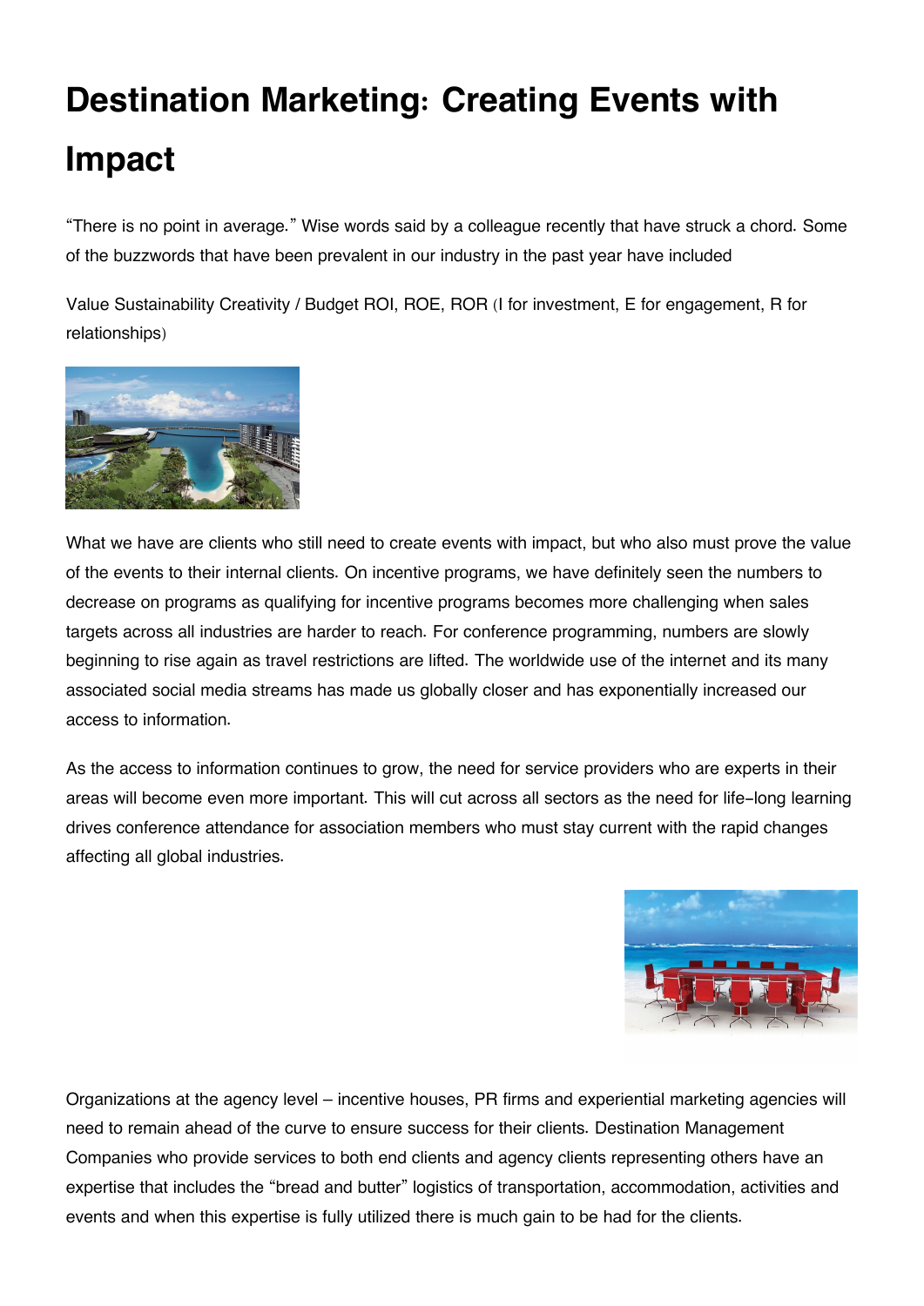# Destination Marketing: Creating Events with Impact

"There is no point in average." Wise words said by a colleague recently that have struck a chord. Some of the buzzwords that have been prevalent in our industry in the past year have included

Value Sustainability Creativity / Budget ROI, ROE, ROR (I for investment, E for engagement, R for relationships)

What we have are clients who still need to create events with impact, but who also must prove the value of the events to their internal clients. On incentive programs, we have definitely seen the numbers to decrease on programs as qualifying for incentive programs becomes more challenging when sales targets across all industries are harder to reach. For conference programming, numbers are slowly beginning to rise again as travel restrictions are lifted. The worldwide use of the internet and its many associated social media streams has made us globally closer and has exponentially increased our access to information.

As the access to information continues to grow, the need for service providers who are experts in their areas will become even more important. This will cut across all sectors as the need for life-long learning drives conference attendance for association members who must stay current with the rapid changes affecting all global industries.

Organizations at the agency level – incentive houses, PR firms and experiential marketing agencies will need to remain ahead of the curve to ensure success for their clients. Destination Management Companies who provide services to both end clients and agency clients representing others have an expertise that includes the "bread and butter" logistics of transportation, accommodation, activities and events and when this expertise is fully utilized there is much gain to be had for the clients.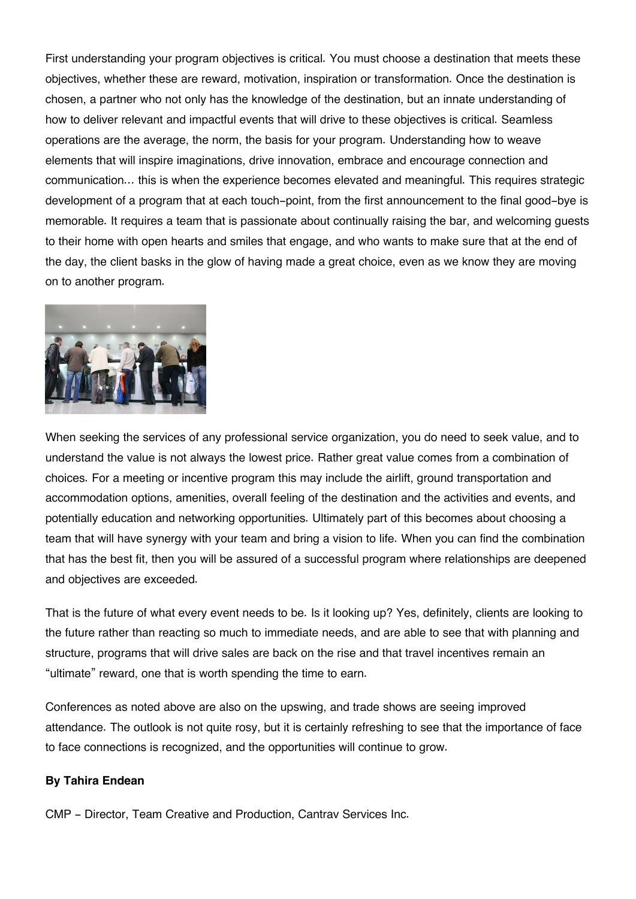First understanding your program objectives is critical. You must choose a destination that meets these objectives, whether these are reward, motivation, inspiration or transformation. Once the destination is chosen, a partner who not only has the knowledge of the destination, but an innate understanding of how to deliver relevant and impactful events that will drive to these objectives is critical. Seamless operations are the average, the norm, the basis for your program. Understanding how to weave elements that will inspire imaginations, drive innovation, embrace and encourage connection and communication… this is when the experience becomes elevated and meaningful. This requires strategic development of a program that at each touch-point, from the first announcement to the final good-bye is memorable. It requires a team that is passionate about continually raising the bar, and welcoming guests to their home with open hearts and smiles that engage, and who wants to make sure that at the end of the day, the client basks in the glow of having made a great choice, even as we know they are moving on to another program.

When seeking the services of any professional service organization, you do need to seek value, and to understand the value is not always the lowest price. Rather great value comes from a combination of choices. For a meeting or incentive program this may include the airlift, ground transportation and accommodation options, amenities, overall feeling of the destination and the activities and events, and potentially education and networking opportunities. Ultimately part of this becomes about choosing a team that will have synergy with your team and bring a vision to life. When you can find the combination that has the best fit, then you will be assured of a successful program where relationships are deepened and objectives are exceeded.

That is the future of what every event needs to be. Is it looking up? Yes, definitely, clients are looking to the future rather than reacting so much to immediate needs, and are able to see that with planning and structure, programs that will drive sales are back on the rise and that travel incentives remain an "ultimate" reward, one that is worth spending the time to earn.

Conferences as noted above are also on the upswing, and trade shows are seeing improved attendance. The outlook is not quite rosy, but it is certainly refreshing to see that the importance of face to face connections is recognized, and the opportunities will continue to grow.

**By Tahira Endean**

CMP - Director, Team Creative and Production, Cantrav Services Inc.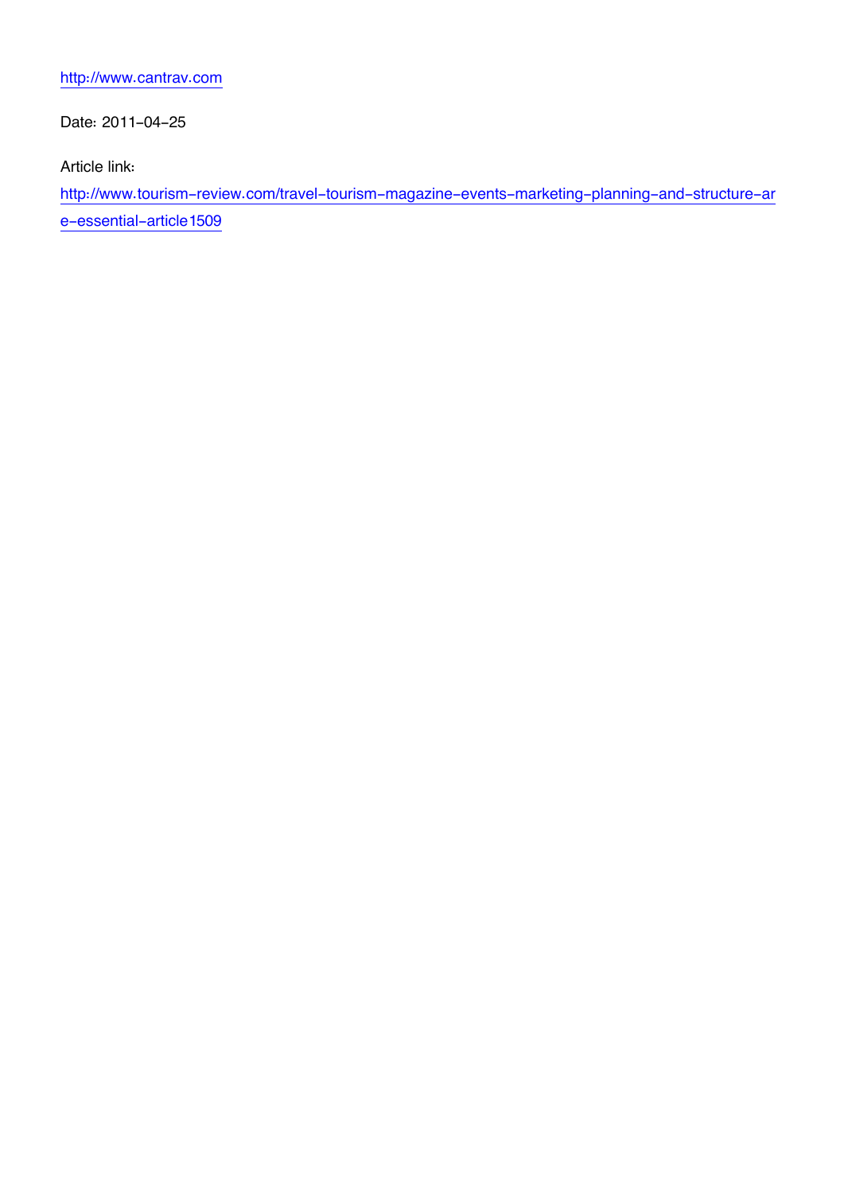http://www.cantrav.com

Date: 2011-04-25

Article link:

http://www.tourism-review.com/travel-tourism-magazine-events-marketing-planning-and-structure-are-essential-article1509